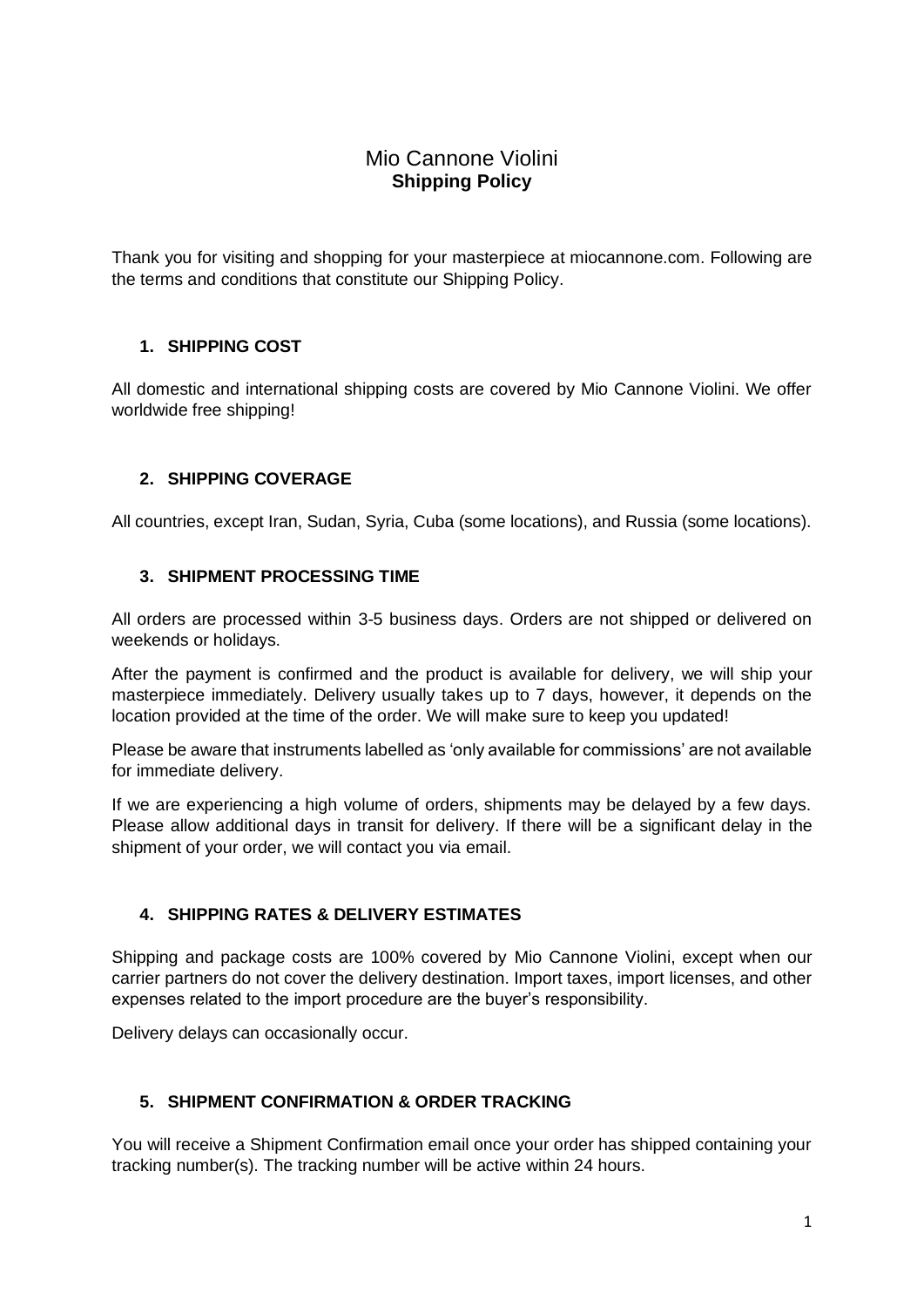# Mio Cannone Violini

## Shipping Policy

Thank you for visiting and shopping for your masterpiece at miocannone.com. Following are the terms and conditions that constitute our Shipping Policy.

### 1. SHIPPING COST

All domestic and international shipping costs are covered by Mio Cannone Violini. We offer worldwide free shipping!

### 2. SHIPPING COVERAGE

All countries, except Iran, Sudan, Syria, Cuba (some locations), and Russia (some locations).

### 3. SHIPMENT PROCESSING TIME

All orders are processed within 3-5 business days. Orders are not shipped or delivered on weekends or holidays.

After the payment is confirmed and the product is available for delivery, we will ship your masterpiece immediately. Delivery usually takes up to 7 days, however, it depends on the location provided at the time of the order. We will make sure to keep you updated!

Please be aware that instruments labelled as 'only available for commissions' are not available for immediate delivery.

If we are experiencing a high volume of orders, shipments may be delayed by a few days. Please allow additional days in transit for delivery. If there will be a significant delay in the shipment of your order, we will contact you via email.

### 4. SHIPPING RATES & DELIVERY ESTIMATES

Shipping and package costs are 100% covered by Mio Cannone Violini, except when our carrier partners do not cover the delivery destination. Import taxes, import licenses, and other expenses related to the import procedure are the buyer's responsibility.

Delivery delays can occasionally occur.

### 5. SHIPMENT CONFIRMATION & ORDER TRACKING

You will receive a Shipment Confirmation email once your order has shipped containing your tracking number(s). The tracking number will be active within 24 hours.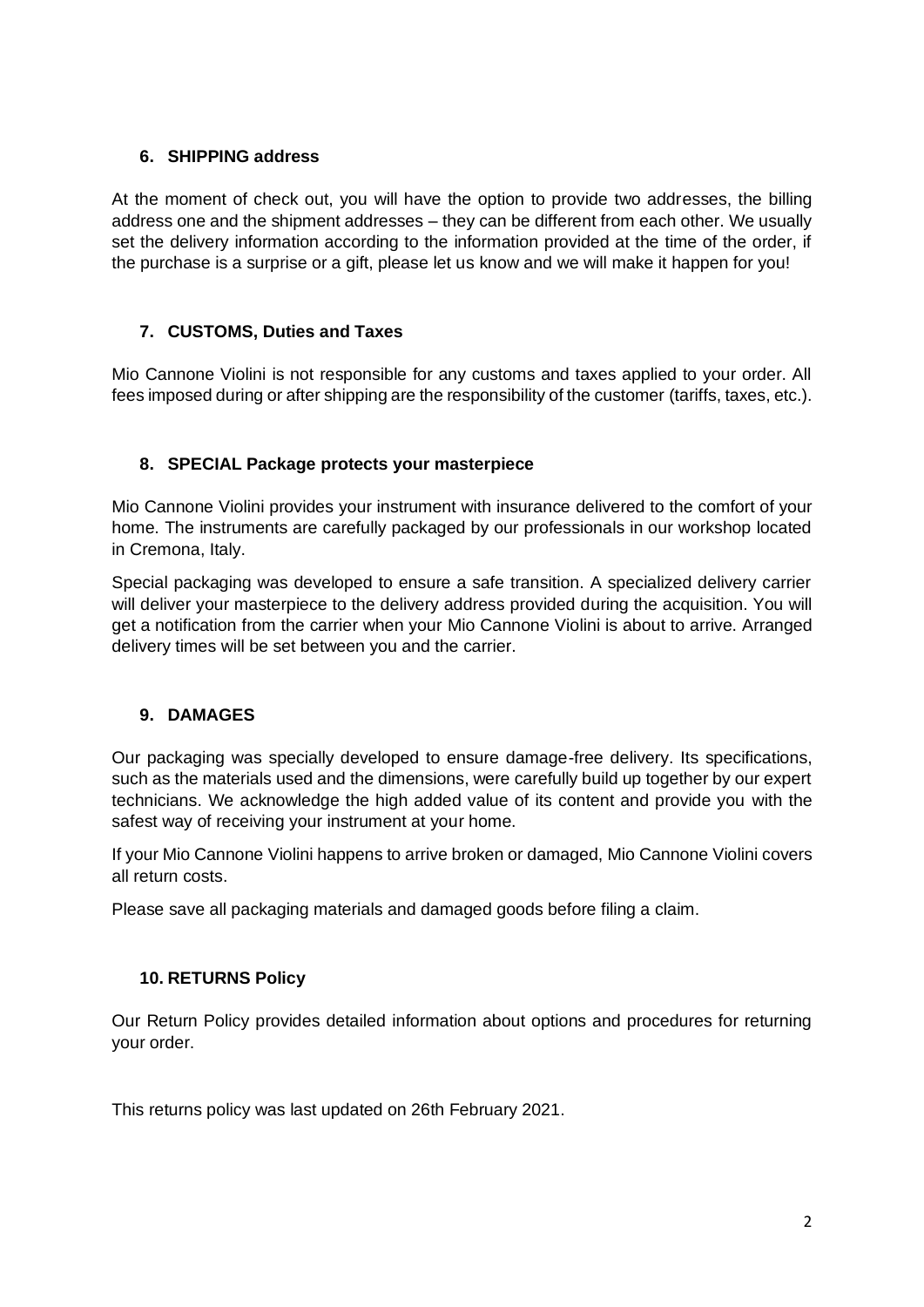## 6. SHIPPING address

At the moment of check out, you will have the option to provide two addresses, the billing address one and the shipment addresses – they can be different from each other. We usually set the delivery information according to the information provided at the time of the order, if the purchase is a surprise or a gift, please let us know and we will make it happen for you!

## 7. CUSTOMS, Duties and Taxes

Mio Cannone Violini is not responsible for any customs and taxes applied to your order. All fees imposed during or after shipping are the responsibility of the customer (tariffs, taxes, etc.).

## 8. SPECIAL Package protects your masterpiece

Mio Cannone Violini provides your instrument with insurance delivered to the comfort of your home. The instruments are carefully packaged by our professionals in our workshop located in Cremona, Italy.

Special packaging was developed to ensure a safe transition. A specialized delivery carrier will deliver your masterpiece to the delivery address provided during the acquisition. You will get a notification from the carrier when your Mio Cannone Violini is about to arrive. Arranged delivery times will be set between you and the carrier.

## 9. DAMAGES

Our packaging was specially developed to ensure damage-free delivery. Its specifications, such as the materials used and the dimensions, were carefully build up together by our expert technicians. We acknowledge the high added value of its content and provide you with the safest way of receiving your instrument at your home.

If your Mio Cannone Violini happens to arrive broken or damaged, Mio Cannone Violini covers all return costs.

Please save all packaging materials and damaged goods before filing a claim.

## 10. RETURNS Policy

Our Return Policy provides detailed information about options and procedures for returning your order.

This returns policy was last updated on 26th February 2021.